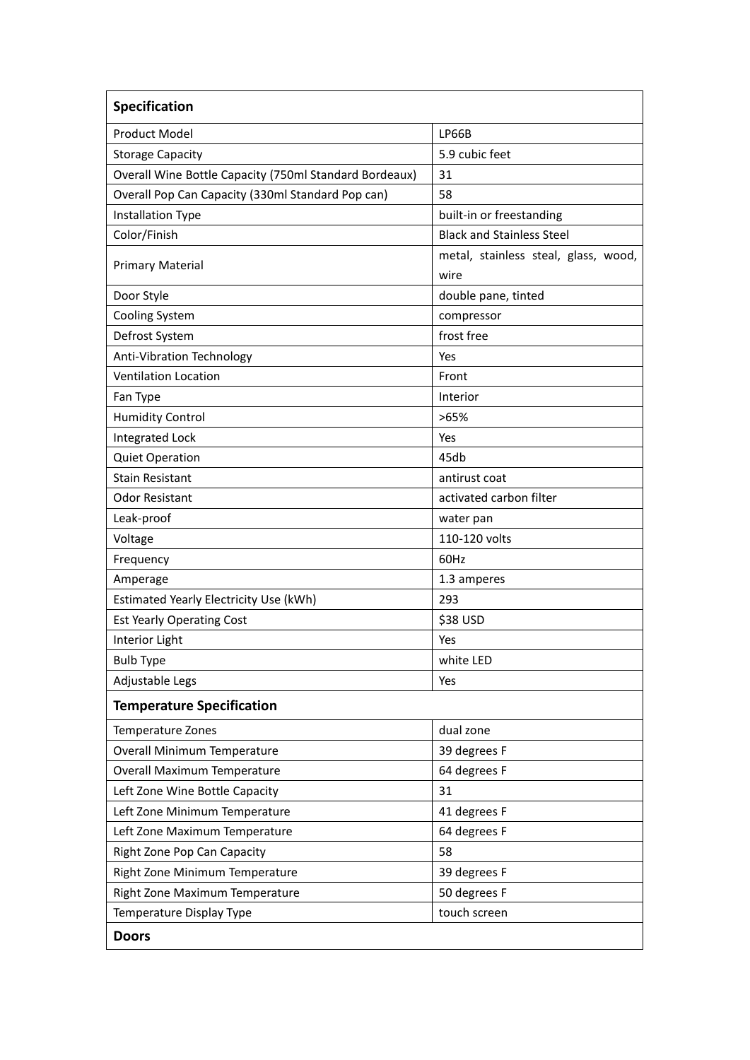| Specification | |
|---|---|
| Product Model | LP66B |
| Storage Capacity | 5.9 cubic feet |
| Overall Wine Bottle Capacity (750ml Standard Bordeaux) | 31 |
| Overall Pop Can Capacity (330ml Standard Pop can) | 58 |
| Installation Type | built-in or freestanding |
| Color/Finish | Black and Stainless Steel |
| Primary Material | metal, stainless steal, glass, wood, wire |
| Door Style | double pane, tinted |
| Cooling System | compressor |
| Defrost System | frost free |
| Anti-Vibration Technology | Yes |
| Ventilation Location | Front |
| Fan Type | Interior |
| Humidity Control | >65% |
| Integrated Lock | Yes |
| Quiet Operation | 45db |
| Stain Resistant | antirust coat |
| Odor Resistant | activated carbon filter |
| Leak-proof | water pan |
| Voltage | 110-120 volts |
| Frequency | 60Hz |
| Amperage | 1.3 amperes |
| Estimated Yearly Electricity Use (kWh) | 293 |
| Est Yearly Operating Cost | $38 USD |
| Interior Light | Yes |
| Bulb Type | white LED |
| Adjustable Legs | Yes |
| **Temperature Specification** | |
| Temperature Zones | dual zone |
| Overall Minimum Temperature | 39 degrees F |
| Overall Maximum Temperature | 64 degrees F |
| Left Zone Wine Bottle Capacity | 31 |
| Left Zone Minimum Temperature | 41 degrees F |
| Left Zone Maximum Temperature | 64 degrees F |
| Right Zone Pop Can Capacity | 58 |
| Right Zone Minimum Temperature | 39 degrees F |
| Right Zone Maximum Temperature | 50 degrees F |
| Temperature Display Type | touch screen |
| **Doors** | |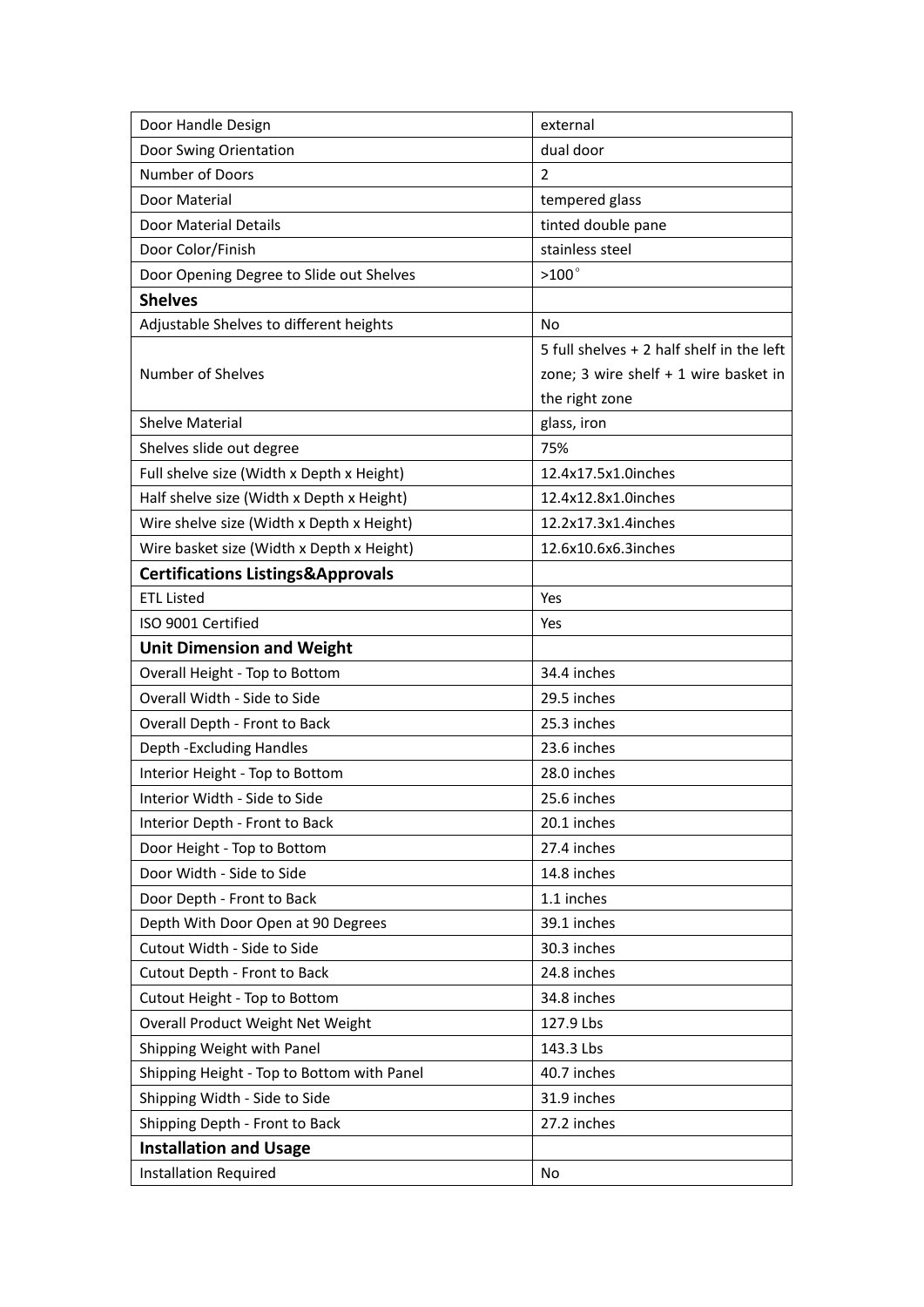| Door Handle Design | external |
|---|---|
| Door Swing Orientation | dual door |
| Number of Doors | 2 |
| Door Material | tempered glass |
| Door Material Details | tinted double pane |
| Door Color/Finish | stainless steel |
| Door Opening Degree to Slide out Shelves | >100° |
| **Shelves** | |
| Adjustable Shelves to different heights | No |
| Number of Shelves | 5 full shelves + 2 half shelf in the left zone; 3 wire shelf + 1 wire basket in the right zone |
| Shelve Material | glass, iron |
| Shelves slide out degree | 75% |
| Full shelve size (Width x Depth x Height) | 12.4x17.5x1.0inches |
| Half shelve size (Width x Depth x Height) | 12.4x12.8x1.0inches |
| Wire shelve size (Width x Depth x Height) | 12.2x17.3x1.4inches |
| Wire basket size (Width x Depth x Height) | 12.6x10.6x6.3inches |
| **Certifications Listings&Approvals** | |
| ETL Listed | Yes |
| ISO 9001 Certified | Yes |
| **Unit Dimension and Weight** | |
| Overall Height - Top to Bottom | 34.4 inches |
| Overall Width - Side to Side | 29.5 inches |
| Overall Depth - Front to Back | 25.3 inches |
| Depth -Excluding Handles | 23.6 inches |
| Interior Height - Top to Bottom | 28.0 inches |
| Interior Width - Side to Side | 25.6 inches |
| Interior Depth - Front to Back | 20.1 inches |
| Door Height - Top to Bottom | 27.4 inches |
| Door Width - Side to Side | 14.8 inches |
| Door Depth - Front to Back | 1.1 inches |
| Depth With Door Open at 90 Degrees | 39.1 inches |
| Cutout Width - Side to Side | 30.3 inches |
| Cutout Depth - Front to Back | 24.8 inches |
| Cutout Height - Top to Bottom | 34.8 inches |
| Overall Product Weight Net Weight | 127.9 Lbs |
| Shipping Weight with Panel | 143.3 Lbs |
| Shipping Height - Top to Bottom with Panel | 40.7 inches |
| Shipping Width - Side to Side | 31.9 inches |
| Shipping Depth - Front to Back | 27.2 inches |
| **Installation and Usage** | |
| Installation Required | No |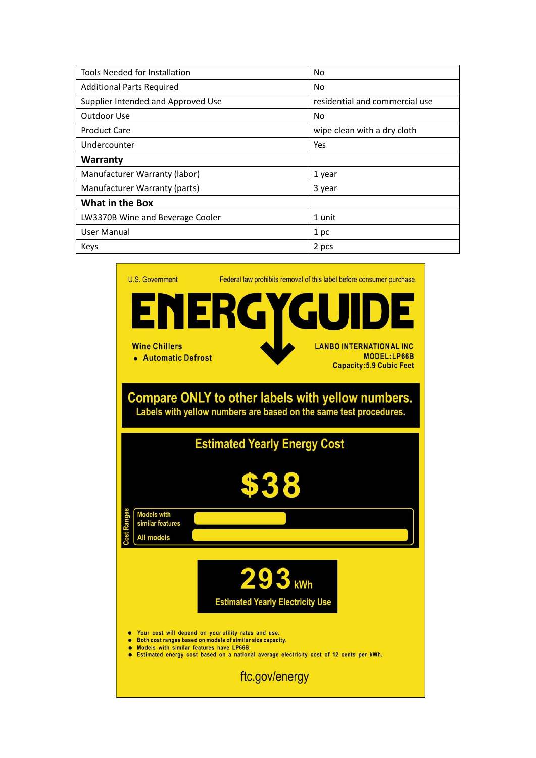| | |
|---|---|
| Tools Needed for Installation | No |
| Additional Parts Required | No |
| Supplier Intended and Approved Use | residential and commercial use |
| Outdoor Use | No |
| Product Care | wipe clean with a dry cloth |
| Undercounter | Yes |
| **Warranty** | |
| Manufacturer Warranty (labor) | 1 year |
| Manufacturer Warranty (parts) | 3 year |
| **What in the Box** | |
| LW3370B Wine and Beverage Cooler | 1 unit |
| User Manual | 1 pc |
| Keys | 2 pcs |

U.S. Government

Federal law prohibits removal of this label before consumer purchase.

# ENERGYGUIDE

**Wine Chillers**

- **Automatic Defrost**

**LANBO INTERNATIONAL INC**
**MODEL:LP66B**
**Capacity:5.9 Cubic Feet**

**Compare ONLY to other labels with yellow numbers.**
**Labels with yellow numbers are based on the same test procedures.**

**Estimated Yearly Energy Cost**

# $38

Cost Ranges

Models with similar features

All models

# 293 kWh

**Estimated Yearly Electricity Use**

- Your cost will depend on your utility rates and use.
- Both cost ranges based on models of similar size capacity.
- Models with similar features have LP66B.
- Estimated energy cost based on a national average electricity cost of 12 cents per kWh.

ftc.gov/energy